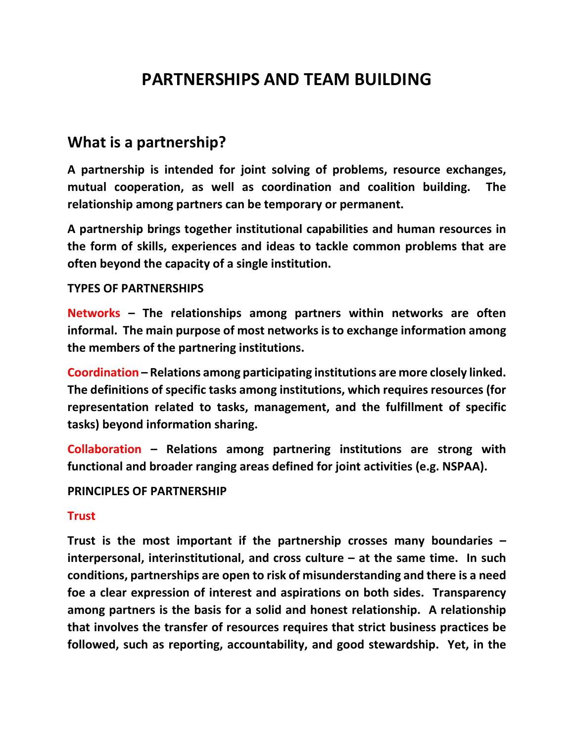# PARTNERSHIPS AND TEAM BUILDING

## What is a partnership?

**A partnership is intended for joint solving of problems, resource exchanges, mutual cooperation, as well as coordination and coalition building. The relationship among partners can be temporary or permanent.**

**A partnership brings together institutional capabilities and human resources in the form of skills, experiences and ideas to tackle common problems that are often beyond the capacity of a single institution.**

**TYPES OF PARTNERSHIPS**

**Networks – The relationships among partners within networks are often informal. The main purpose of most networks is to exchange information among the members of the partnering institutions.**

**Coordination – Relations among participating institutions are more closely linked. The definitions of specific tasks among institutions, which requires resources (for representation related to tasks, management, and the fulfillment of specific tasks) beyond information sharing.**

**Collaboration – Relations among partnering institutions are strong with functional and broader ranging areas defined for joint activities (e.g. NSPAA).**

**PRINCIPLES OF PARTNERSHIP**

**Trust**

**Trust is the most important if the partnership crosses many boundaries – interpersonal, interinstitutional, and cross culture – at the same time. In such conditions, partnerships are open to risk of misunderstanding and there is a need foe a clear expression of interest and aspirations on both sides. Transparency among partners is the basis for a solid and honest relationship. A relationship that involves the transfer of resources requires that strict business practices be followed, such as reporting, accountability, and good stewardship. Yet, in the**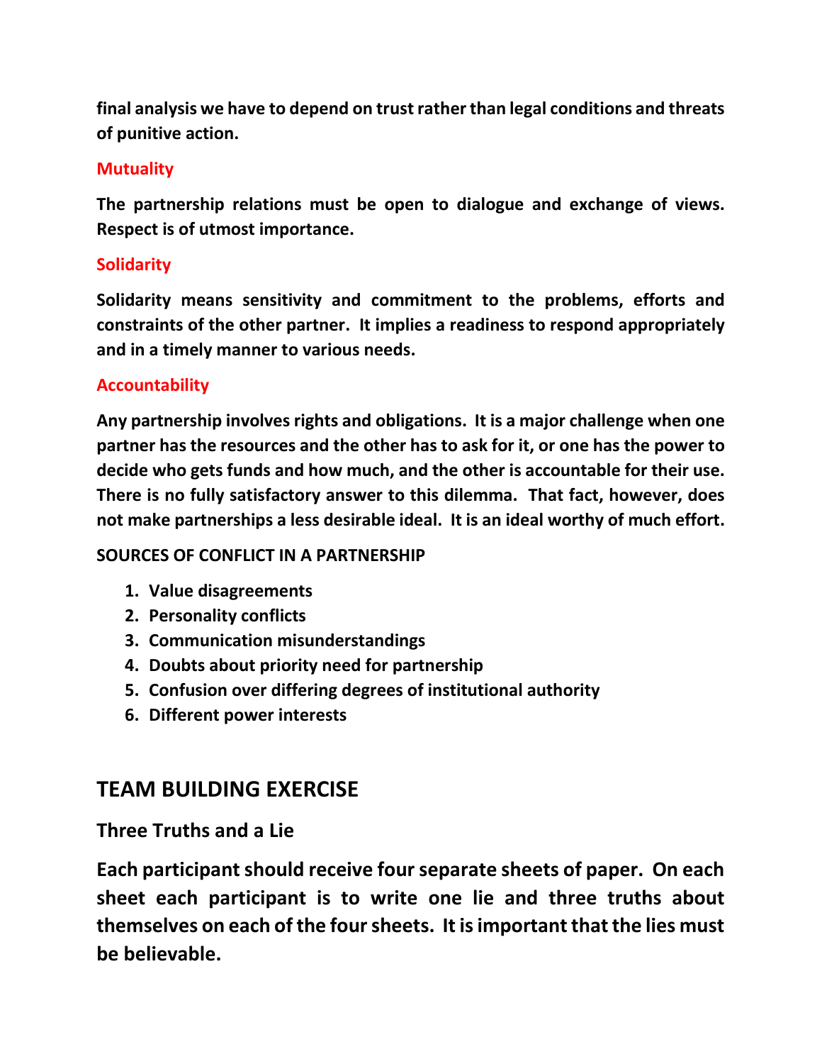**final analysis we have to depend on trust rather than legal conditions and threats of punitive action.**

### Mutuality

**The partnership relations must be open to dialogue and exchange of views. Respect is of utmost importance.**

### Solidarity

**Solidarity means sensitivity and commitment to the problems, efforts and constraints of the other partner. It implies a readiness to respond appropriately and in a timely manner to various needs.**

### Accountability

**Any partnership involves rights and obligations. It is a major challenge when one partner has the resources and the other has to ask for it, or one has the power to decide who gets funds and how much, and the other is accountable for their use. There is no fully satisfactory answer to this dilemma. That fact, however, does not make partnerships a less desirable ideal. It is an ideal worthy of much effort.**

**SOURCES OF CONFLICT IN A PARTNERSHIP**

1. **Value disagreements**
2. **Personality conflicts**
3. **Communication misunderstandings**
4. **Doubts about priority need for partnership**
5. **Confusion over differing degrees of institutional authority**
6. **Different power interests**

## TEAM BUILDING EXERCISE

### Three Truths and a Lie

**Each participant should receive four separate sheets of paper. On each sheet each participant is to write one lie and three truths about themselves on each of the four sheets. It is important that the lies must be believable.**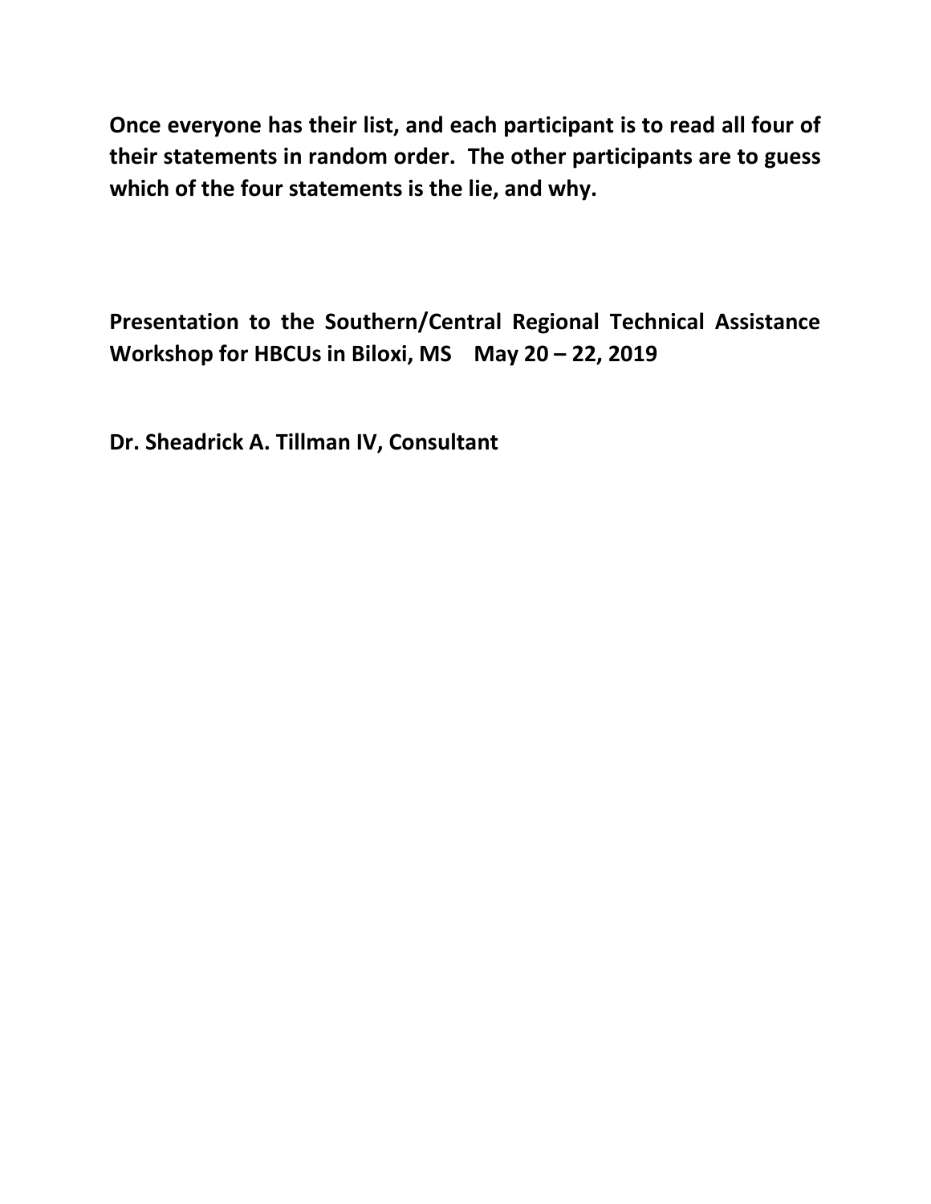**Once everyone has their list, and each participant is to read all four of their statements in random order. The other participants are to guess which of the four statements is the lie, and why.**

**Presentation to the Southern/Central Regional Technical Assistance Workshop for HBCUs in Biloxi, MS May 20 – 22, 2019**

**Dr. Sheadrick A. Tillman IV, Consultant**